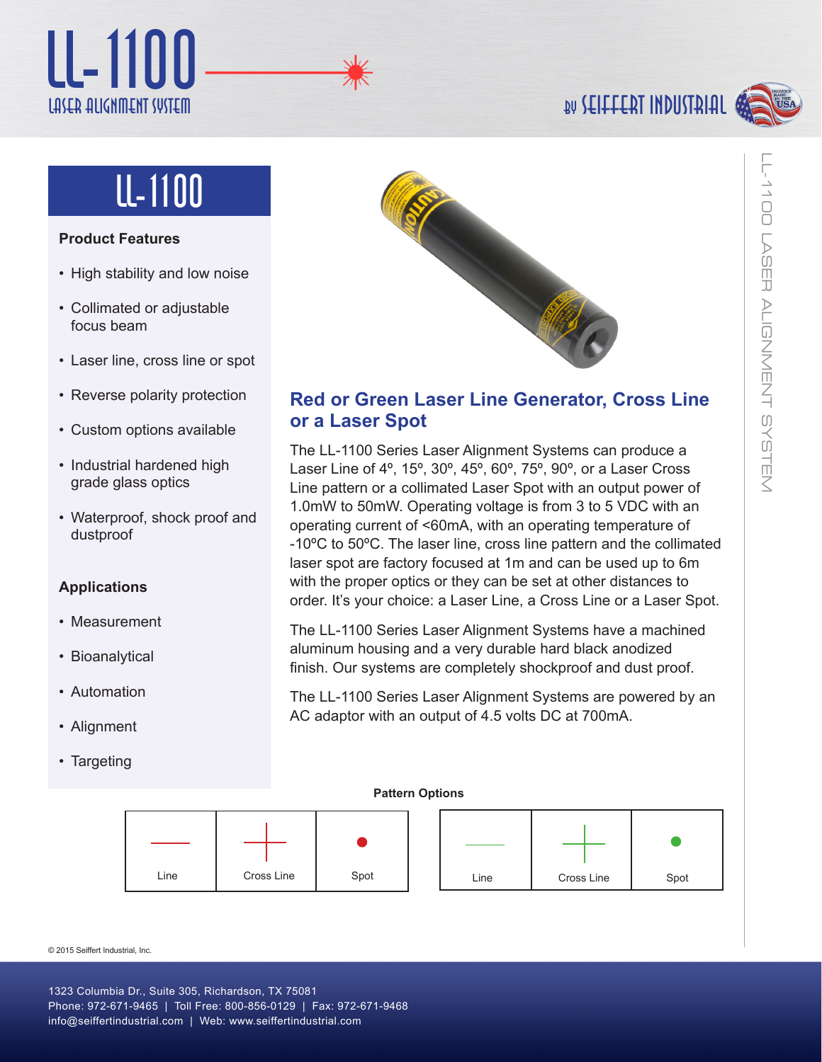# LL-1100

LASER ALIGNMENT SYSTEM

BY SEIFFERT INDUSTRIAL

## LL-1100

### Product Features

- High stability and low noise
- Collimated or adjustable focus beam
- Laser line, cross line or spot
- Reverse polarity protection
- Custom options available
- Industrial hardened high grade glass optics
- Waterproof, shock proof and dustproof

### Applications

- Measurement
- Bioanalytical
- Automation
- Alignment
- Targeting

## Red or Green Laser Line Generator, Cross Line or a Laser Spot

The LL-1100 Series Laser Alignment Systems can produce a Laser Line of 4º, 15º, 30º, 45º, 60º, 75º, 90º, or a Laser Cross Line pattern or a collimated Laser Spot with an output power of 1.0mW to 50mW. Operating voltage is from 3 to 5 VDC with an operating current of <60mA, with an operating temperature of -10ºC to 50ºC. The laser line, cross line pattern and the collimated laser spot are factory focused at 1m and can be used up to 6m with the proper optics or they can be set at other distances to order. It's your choice: a Laser Line, a Cross Line or a Laser Spot.

The LL-1100 Series Laser Alignment Systems have a machined aluminum housing and a very durable hard black anodized finish. Our systems are completely shockproof and dust proof.

The LL-1100 Series Laser Alignment Systems are powered by an AC adaptor with an output of 4.5 volts DC at 700mA.

**Pattern Options**

| Line | Cross Line | Spot |
|---|---|---|

| Line | Cross Line | Spot |
|---|---|---|

© 2015 Seiffert Industrial, Inc.

1323 Columbia Dr., Suite 305, Richardson, TX 75081
Phone: 972-671-9465 | Toll Free: 800-856-0129 | Fax: 972-671-9468
info@seiffertindustrial.com | Web: www.seiffertindustrial.com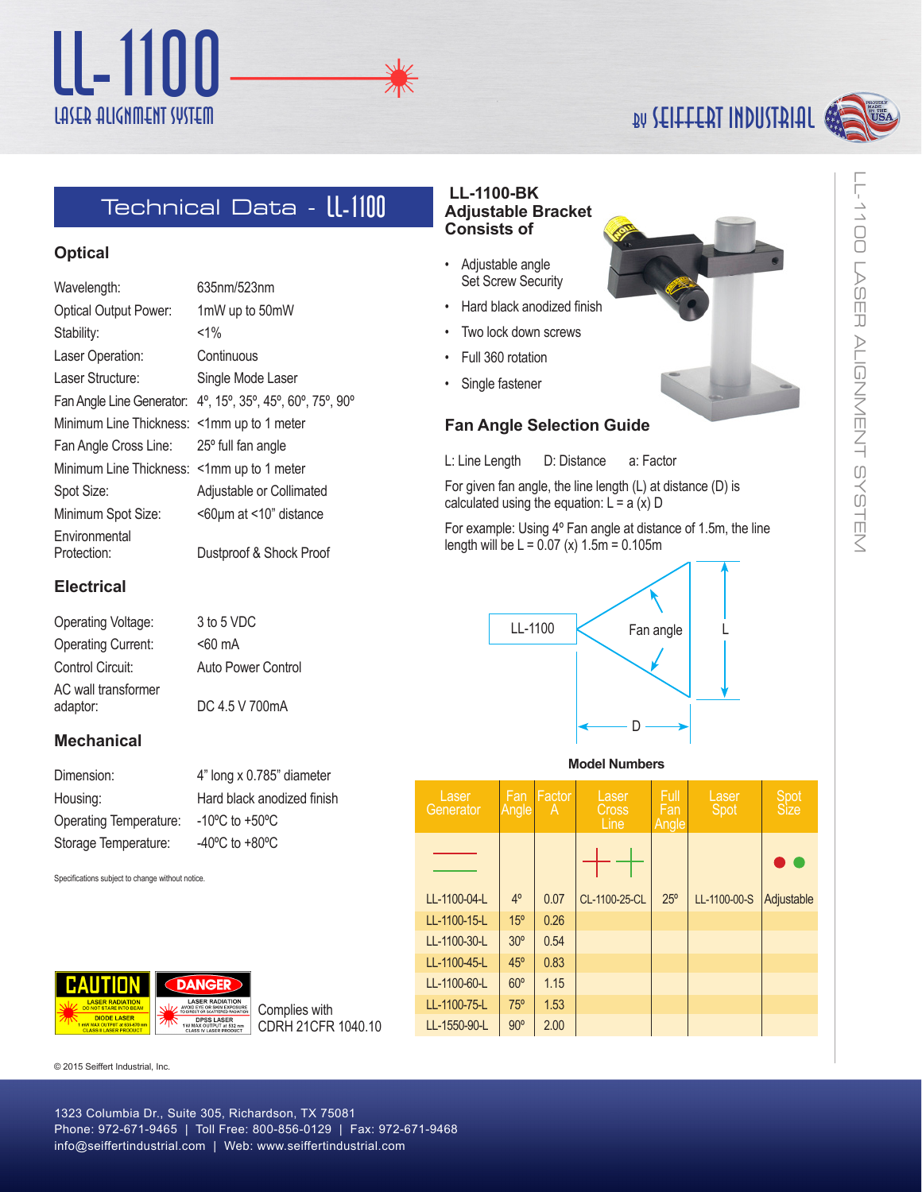# LL-1100

LASER ALIGNMENT SYSTEM

BY SEIFFERT INDUSTRIAL

## Technical Data - LL-1100

### Optical

| | |
|---|---|
| Wavelength: | 635nm/523nm |
| Optical Output Power: | 1mW up to 50mW |
| Stability: | <1% |
| Laser Operation: | Continuous |
| Laser Structure: | Single Mode Laser |
| Fan Angle Line Generator: | 4º, 15º, 35º, 45º, 60º, 75º, 90º |
| Minimum Line Thickness: | <1mm up to 1 meter |
| Fan Angle Cross Line: | 25º full fan angle |
| Minimum Line Thickness: | <1mm up to 1 meter |
| Spot Size: | Adjustable or Collimated |
| Minimum Spot Size: | <60μm at <10" distance |
| Environmental Protection: | Dustproof & Shock Proof |

### Electrical

| | |
|---|---|
| Operating Voltage: | 3 to 5 VDC |
| Operating Current: | <60 mA |
| Control Circuit: | Auto Power Control |
| AC wall transformer adaptor: | DC 4.5 V 700mA |

### Mechanical

| | |
|---|---|
| Dimension: | 4" long x 0.785" diameter |
| Housing: | Hard black anodized finish |
| Operating Temperature: | -10ºC to +50ºC |
| Storage Temperature: | -40ºC to +80ºC |

Specifications subject to change without notice.

Complies with CDRH 21CFR 1040.10

### LL-1100-BK Adjustable Bracket Consists of

- Adjustable angle Set Screw Security
- Hard black anodized finish
- Two lock down screws
- Full 360 rotation
- Single fastener

### Fan Angle Selection Guide

L: Line Length D: Distance a: Factor

For given fan angle, the line length (L) at distance (D) is calculated using the equation: L = a (x) D

For example: Using 4º Fan angle at distance of 1.5m, the line length will be L = 0.07 (x) 1.5m = 0.105m

LL-1100
Fan angle
L
D

### Model Numbers

| Laser Generator | Fan Angle | Factor A | Laser Cross Line | Full Fan Angle | Laser Spot | Spot Size |
|---|---|---|---|---|---|---|
| LL-1100-04-L | 4º | 0.07 | CL-1100-25-CL | 25º | LL-1100-00-S | Adjustable |
| LL-1100-15-L | 15º | 0.26 | | | | |
| LL-1100-30-L | 30º | 0.54 | | | | |
| LL-1100-45-L | 45º | 0.83 | | | | |
| LL-1100-60-L | 60º | 1.15 | | | | |
| LL-1100-75-L | 75º | 1.53 | | | | |
| LL-1550-90-L | 90º | 2.00 | | | | |

© 2015 Seiffert Industrial, Inc.

1323 Columbia Dr., Suite 305, Richardson, TX 75081
Phone: 972-671-9465 | Toll Free: 800-856-0129 | Fax: 972-671-9468
info@seiffertindustrial.com | Web: www.seiffertindustrial.com